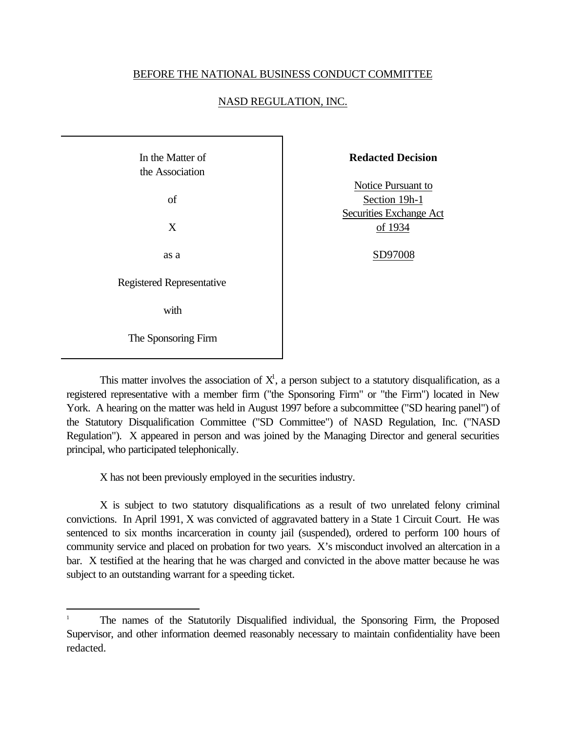BEFORE THE NATIONAL BUSINESS CONDUCT COMMITTEE

NASD REGULATION, INC.

| In the Matter of the Association of X as a Registered Representative with The Sponsoring Firm | **Redacted Decision** Notice Pursuant to Section 19h-1 Securities Exchange Act of 1934 SD97008 |
|---|---|

This matter involves the association of X[1], a person subject to a statutory disqualification, as a registered representative with a member firm ("the Sponsoring Firm" or "the Firm") located in New York. A hearing on the matter was held in August 1997 before a subcommittee ("SD hearing panel") of the Statutory Disqualification Committee ("SD Committee") of NASD Regulation, Inc. ("NASD Regulation"). X appeared in person and was joined by the Managing Director and general securities principal, who participated telephonically.

X has not been previously employed in the securities industry.

X is subject to two statutory disqualifications as a result of two unrelated felony criminal convictions. In April 1991, X was convicted of aggravated battery in a State 1 Circuit Court. He was sentenced to six months incarceration in county jail (suspended), ordered to perform 100 hours of community service and placed on probation for two years. X's misconduct involved an altercation in a bar. X testified at the hearing that he was charged and convicted in the above matter because he was subject to an outstanding warrant for a speeding ticket.

---

[1] The names of the Statutorily Disqualified individual, the Sponsoring Firm, the Proposed Supervisor, and other information deemed reasonably necessary to maintain confidentiality have been redacted.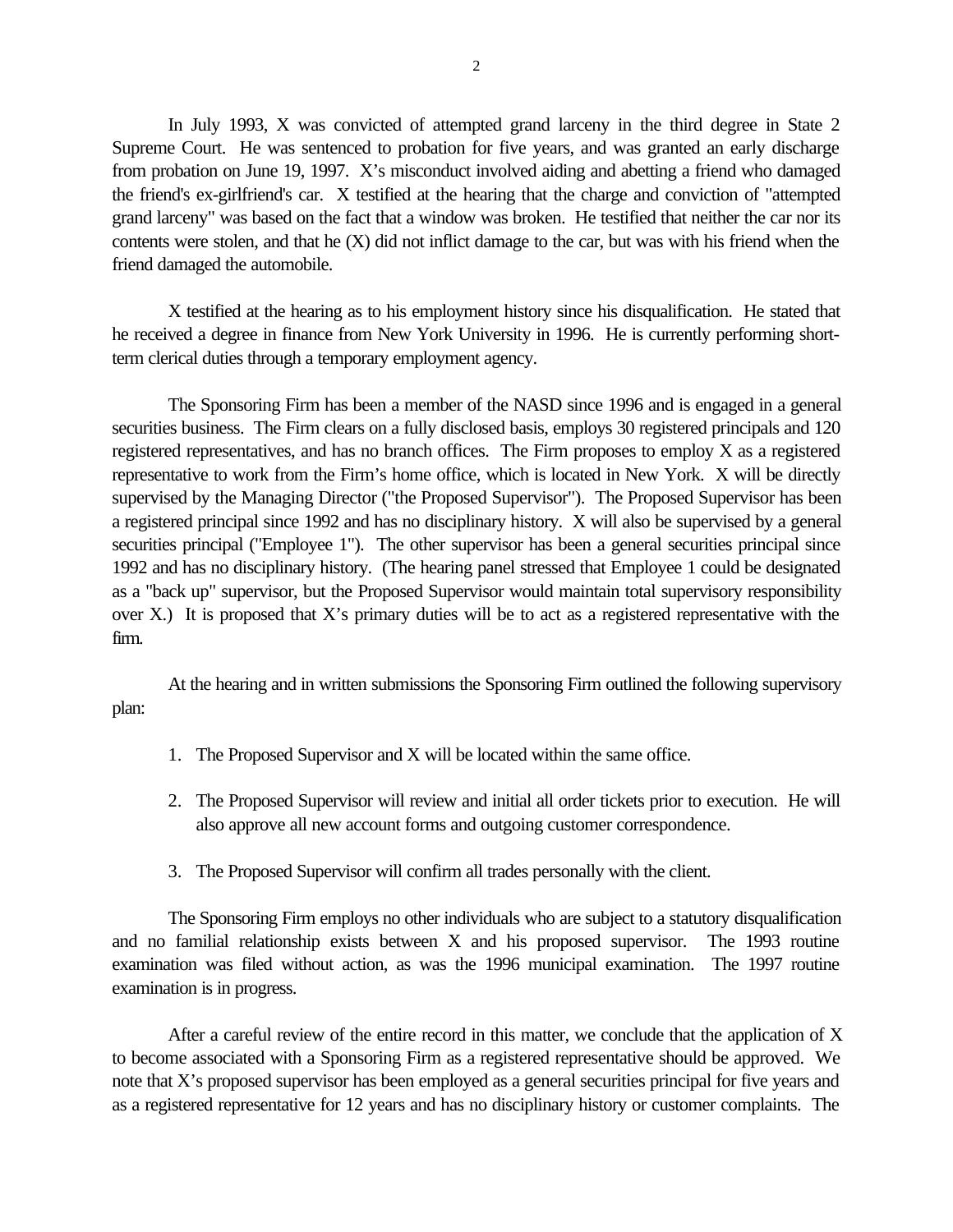In July 1993, X was convicted of attempted grand larceny in the third degree in State 2 Supreme Court. He was sentenced to probation for five years, and was granted an early discharge from probation on June 19, 1997. X's misconduct involved aiding and abetting a friend who damaged the friend's ex-girlfriend's car. X testified at the hearing that the charge and conviction of "attempted grand larceny" was based on the fact that a window was broken. He testified that neither the car nor its contents were stolen, and that he (X) did not inflict damage to the car, but was with his friend when the friend damaged the automobile.

X testified at the hearing as to his employment history since his disqualification. He stated that he received a degree in finance from New York University in 1996. He is currently performing short-term clerical duties through a temporary employment agency.

The Sponsoring Firm has been a member of the NASD since 1996 and is engaged in a general securities business. The Firm clears on a fully disclosed basis, employs 30 registered principals and 120 registered representatives, and has no branch offices. The Firm proposes to employ X as a registered representative to work from the Firm's home office, which is located in New York. X will be directly supervised by the Managing Director ("the Proposed Supervisor"). The Proposed Supervisor has been a registered principal since 1992 and has no disciplinary history. X will also be supervised by a general securities principal ("Employee 1"). The other supervisor has been a general securities principal since 1992 and has no disciplinary history. (The hearing panel stressed that Employee 1 could be designated as a "back up" supervisor, but the Proposed Supervisor would maintain total supervisory responsibility over X.) It is proposed that X's primary duties will be to act as a registered representative with the firm.

At the hearing and in written submissions the Sponsoring Firm outlined the following supervisory plan:

1. The Proposed Supervisor and X will be located within the same office.
2. The Proposed Supervisor will review and initial all order tickets prior to execution. He will also approve all new account forms and outgoing customer correspondence.
3. The Proposed Supervisor will confirm all trades personally with the client.

The Sponsoring Firm employs no other individuals who are subject to a statutory disqualification and no familial relationship exists between X and his proposed supervisor. The 1993 routine examination was filed without action, as was the 1996 municipal examination. The 1997 routine examination is in progress.

After a careful review of the entire record in this matter, we conclude that the application of X to become associated with a Sponsoring Firm as a registered representative should be approved. We note that X's proposed supervisor has been employed as a general securities principal for five years and as a registered representative for 12 years and has no disciplinary history or customer complaints. The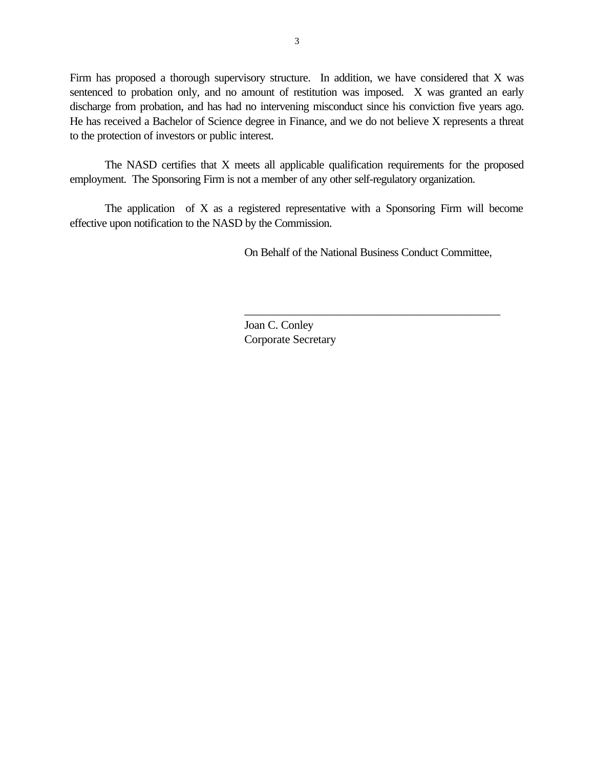Firm has proposed a thorough supervisory structure. In addition, we have considered that X was sentenced to probation only, and no amount of restitution was imposed. X was granted an early discharge from probation, and has had no intervening misconduct since his conviction five years ago. He has received a Bachelor of Science degree in Finance, and we do not believe X represents a threat to the protection of investors or public interest.

The NASD certifies that X meets all applicable qualification requirements for the proposed employment. The Sponsoring Firm is not a member of any other self-regulatory organization.

The application of X as a registered representative with a Sponsoring Firm will become effective upon notification to the NASD by the Commission.

On Behalf of the National Business Conduct Committee,

\_\_\_\_\_\_\_\_\_\_\_\_\_\_\_\_\_\_\_\_\_\_\_\_\_\_\_\_\_\_\_\_\_\_\_\_\_\_\_\_\_\_

Joan C. Conley
Corporate Secretary